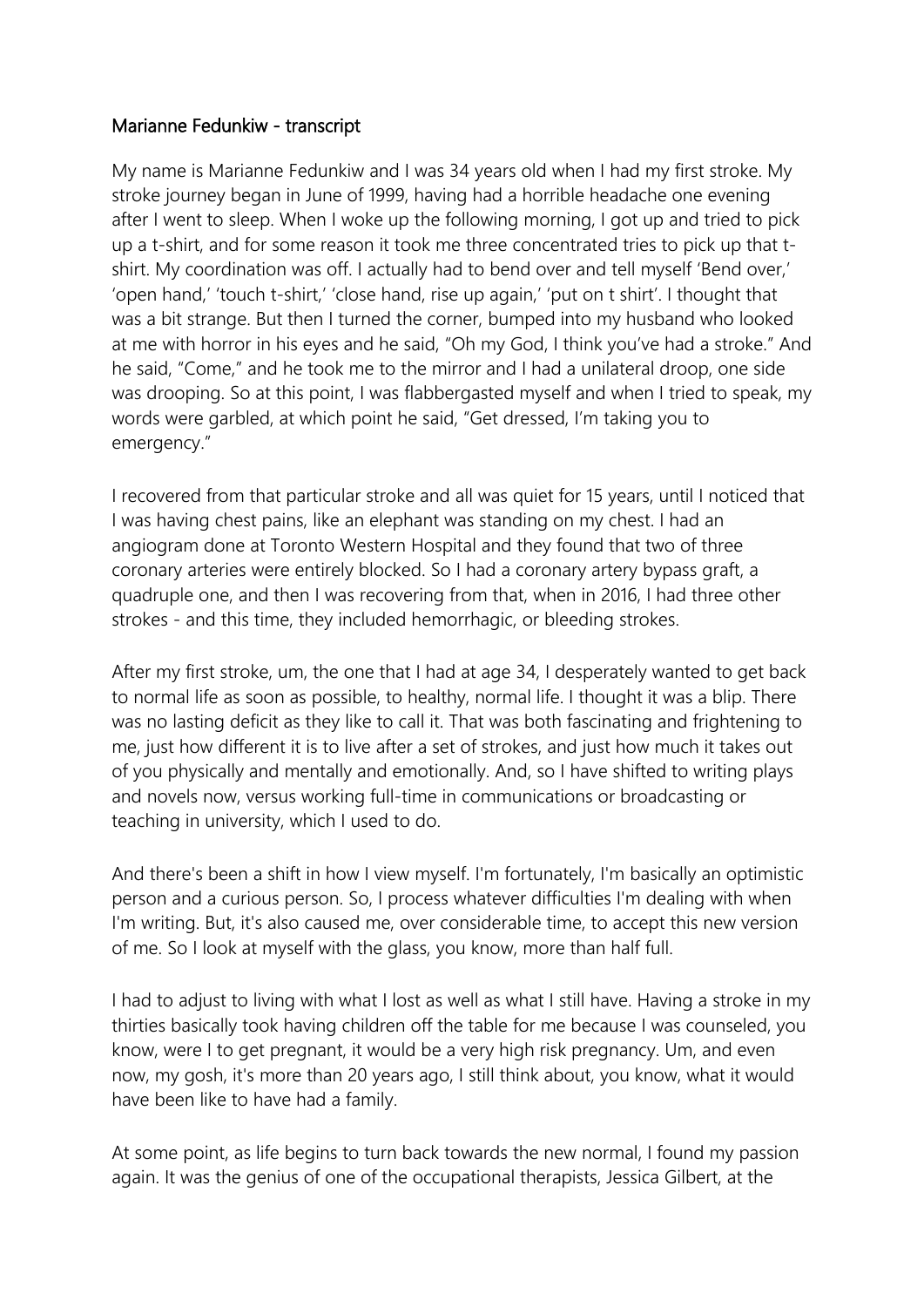Marianne Fedunkiw - transcript

My name is Marianne Fedunkiw and I was 34 years old when I had my first stroke. My stroke journey began in June of 1999, having had a horrible headache one evening after I went to sleep. When I woke up the following morning, I got up and tried to pick up a t-shirt, and for some reason it took me three concentrated tries to pick up that t-shirt. My coordination was off. I actually had to bend over and tell myself 'Bend over,' 'open hand,' 'touch t-shirt,' 'close hand, rise up again,' 'put on t shirt'. I thought that was a bit strange. But then I turned the corner, bumped into my husband who looked at me with horror in his eyes and he said, "Oh my God, I think you've had a stroke." And he said, "Come," and he took me to the mirror and I had a unilateral droop, one side was drooping. So at this point, I was flabbergasted myself and when I tried to speak, my words were garbled, at which point he said, "Get dressed, I'm taking you to emergency."

I recovered from that particular stroke and all was quiet for 15 years, until I noticed that I was having chest pains, like an elephant was standing on my chest. I had an angiogram done at Toronto Western Hospital and they found that two of three coronary arteries were entirely blocked. So I had a coronary artery bypass graft, a quadruple one, and then I was recovering from that, when in 2016, I had three other strokes - and this time, they included hemorrhagic, or bleeding strokes.

After my first stroke, um, the one that I had at age 34, I desperately wanted to get back to normal life as soon as possible, to healthy, normal life. I thought it was a blip. There was no lasting deficit as they like to call it. That was both fascinating and frightening to me, just how different it is to live after a set of strokes, and just how much it takes out of you physically and mentally and emotionally. And, so I have shifted to writing plays and novels now, versus working full-time in communications or broadcasting or teaching in university, which I used to do.

And there's been a shift in how I view myself. I'm fortunately, I'm basically an optimistic person and a curious person. So, I process whatever difficulties I'm dealing with when I'm writing. But, it's also caused me, over considerable time, to accept this new version of me. So I look at myself with the glass, you know, more than half full.

I had to adjust to living with what I lost as well as what I still have. Having a stroke in my thirties basically took having children off the table for me because I was counseled, you know, were I to get pregnant, it would be a very high risk pregnancy. Um, and even now, my gosh, it's more than 20 years ago, I still think about, you know, what it would have been like to have had a family.

At some point, as life begins to turn back towards the new normal, I found my passion again. It was the genius of one of the occupational therapists, Jessica Gilbert, at the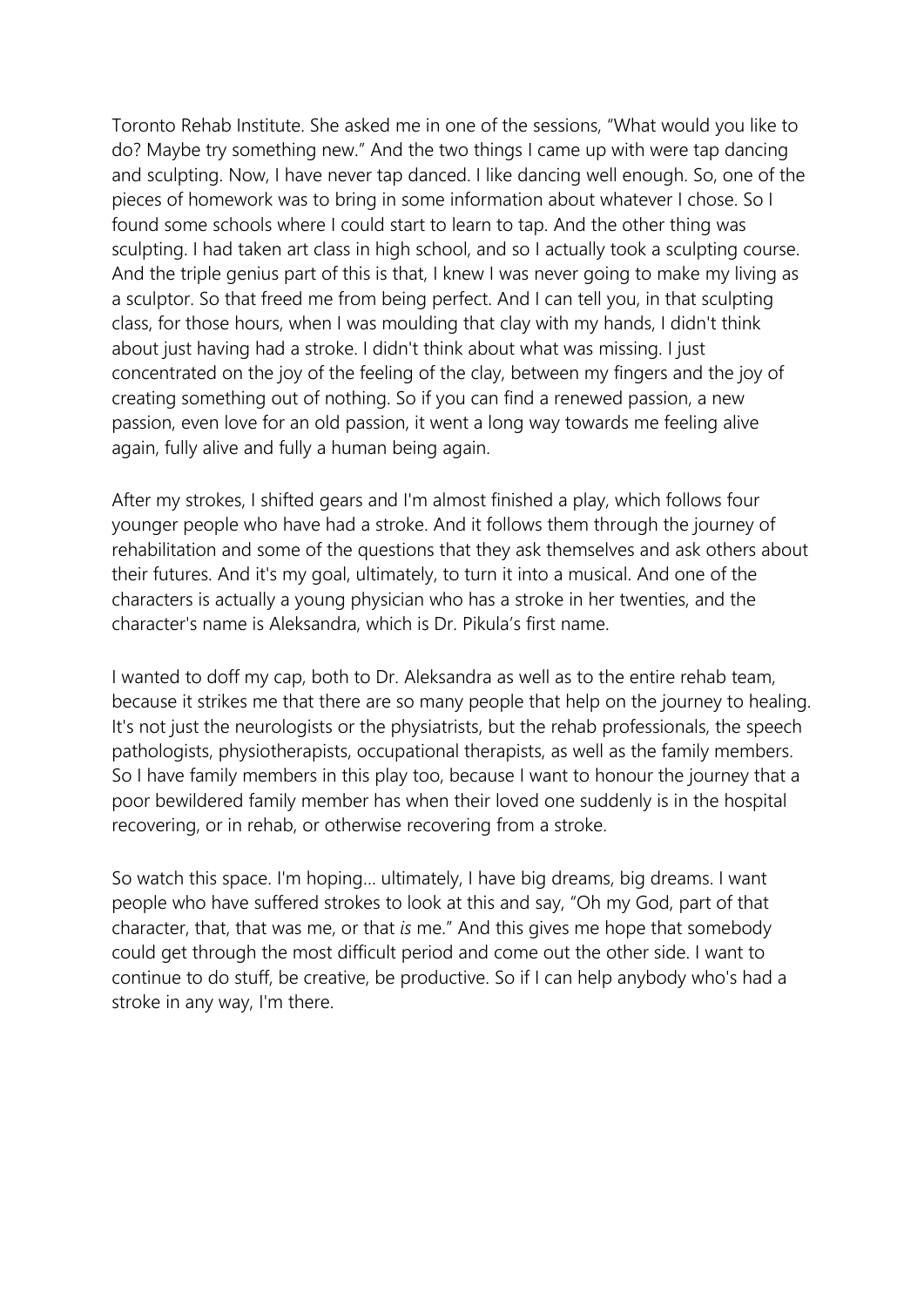Toronto Rehab Institute. She asked me in one of the sessions, “What would you like to do? Maybe try something new.” And the two things I came up with were tap dancing and sculpting. Now, I have never tap danced. I like dancing well enough. So, one of the pieces of homework was to bring in some information about whatever I chose. So I found some schools where I could start to learn to tap. And the other thing was sculpting. I had taken art class in high school, and so I actually took a sculpting course. And the triple genius part of this is that, I knew I was never going to make my living as a sculptor. So that freed me from being perfect. And I can tell you, in that sculpting class, for those hours, when I was moulding that clay with my hands, I didn't think about just having had a stroke. I didn't think about what was missing. I just concentrated on the joy of the feeling of the clay, between my fingers and the joy of creating something out of nothing. So if you can find a renewed passion, a new passion, even love for an old passion, it went a long way towards me feeling alive again, fully alive and fully a human being again.

After my strokes, I shifted gears and I'm almost finished a play, which follows four younger people who have had a stroke. And it follows them through the journey of rehabilitation and some of the questions that they ask themselves and ask others about their futures. And it's my goal, ultimately, to turn it into a musical. And one of the characters is actually a young physician who has a stroke in her twenties, and the character's name is Aleksandra, which is Dr. Pikula’s first name.

I wanted to doff my cap, both to Dr. Aleksandra as well as to the entire rehab team, because it strikes me that there are so many people that help on the journey to healing. It's not just the neurologists or the physiatrists, but the rehab professionals, the speech pathologists, physiotherapists, occupational therapists, as well as the family members. So I have family members in this play too, because I want to honour the journey that a poor bewildered family member has when their loved one suddenly is in the hospital recovering, or in rehab, or otherwise recovering from a stroke.

So watch this space. I'm hoping… ultimately, I have big dreams, big dreams. I want people who have suffered strokes to look at this and say, “Oh my God, part of that character, that, that was me, or that *is* me.” And this gives me hope that somebody could get through the most difficult period and come out the other side. I want to continue to do stuff, be creative, be productive. So if I can help anybody who's had a stroke in any way, I'm there.